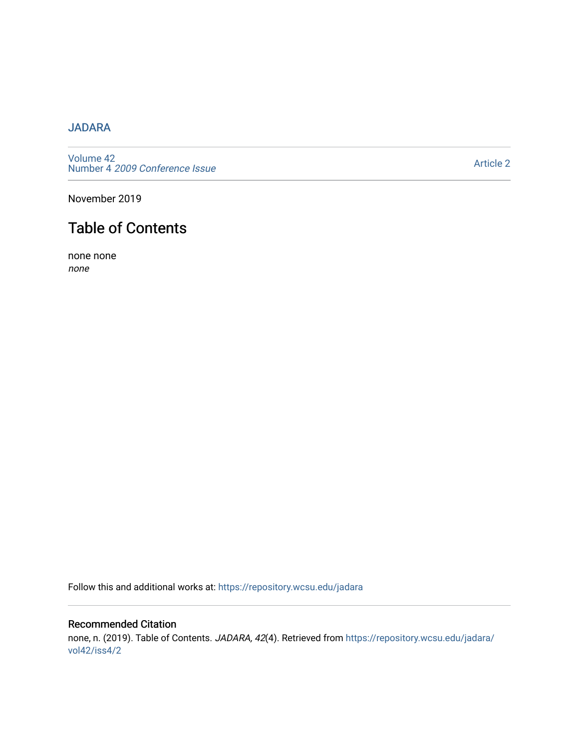JADARA

Volume 42
Number 4 *2009 Conference Issue*

Article 2

November 2019

# Table of Contents

none none
*none*

Follow this and additional works at: https://repository.wcsu.edu/jadara

## Recommended Citation

none, n. (2019). Table of Contents. *JADARA, 42*(4). Retrieved from https://repository.wcsu.edu/jadara/vol42/iss4/2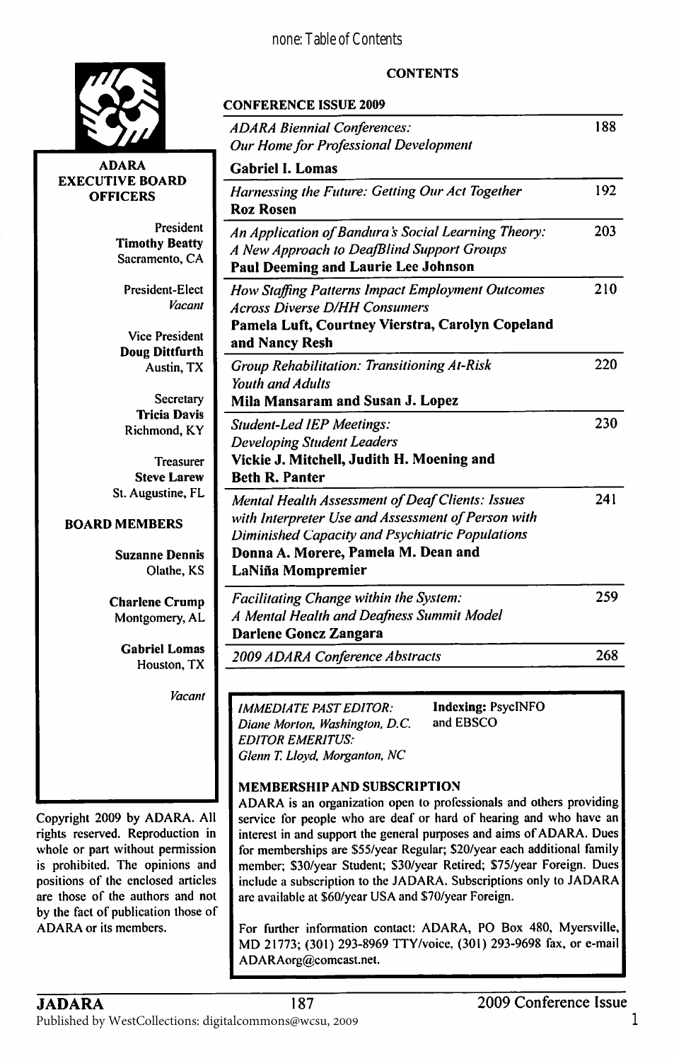**ADARA EXECUTIVE BOARD OFFICERS**

President
**Timothy Beatty**
Sacramento, CA

President-Elect
*Vacant*

Vice President
**Doug Dittfurth**
Austin, TX

Secretary
**Tricia Davis**
Richmond, KY

Treasurer
**Steve Larew**
St. Augustine, FL

**BOARD MEMBERS**

**Suzanne Dennis**
Olathe, KS

**Charlene Crump**
Montgomery, AL

**Gabriel Lomas**
Houston, TX

*Vacant*

Copyright 2009 by ADARA. All rights reserved. Reproduction in whole or part without permission is prohibited. The opinions and positions of the enclosed articles are those of the authors and not by the fact of publication those of ADARA or its members.

# CONTENTS

## CONFERENCE ISSUE 2009

| | |
|---|---|
| *ADARA Biennial Conferences: Our Home for Professional Development* <br> **Gabriel I. Lomas** | 188 |
| *Harnessing the Future: Getting Our Act Together* <br> **Roz Rosen** | 192 |
| *An Application of Bandura's Social Learning Theory: A New Approach to DeafBlind Support Groups* <br> **Paul Deeming and Laurie Lee Johnson** | 203 |
| *How Staffing Patterns Impact Employment Outcomes Across Diverse D/HH Consumers* <br> **Pamela Luft, Courtney Vierstra, Carolyn Copeland and Nancy Resh** | 210 |
| *Group Rehabilitation: Transitioning At-Risk Youth and Adults* <br> **Mila Mansaram and Susan J. Lopez** | 220 |
| *Student-Led IEP Meetings: Developing Student Leaders* <br> **Vickie J. Mitchell, Judith H. Moening and Beth R. Panter** | 230 |
| *Mental Health Assessment of Deaf Clients: Issues with Interpreter Use and Assessment of Person with Diminished Capacity and Psychiatric Populations* <br> **Donna A. Morere, Pamela M. Dean and LaNiña Mompremier** | 241 |
| *Facilitating Change within the System: A Mental Health and Deafness Summit Model* <br> **Darlene Gončz Zangara** | 259 |
| *2009 ADARA Conference Abstracts* | 268 |

*IMMEDIATE PAST EDITOR:*
*Diane Morton, Washington, D.C.*
*EDITOR EMERITUS:*
*Glenn T. Lloyd, Morganton, NC*

**Indexing:** PsycINFO and EBSCO

**MEMBERSHIP AND SUBSCRIPTION**

ADARA is an organization open to professionals and others providing service for people who are deaf or hard of hearing and who have an interest in and support the general purposes and aims of ADARA. Dues for memberships are $55/year Regular; $20/year each additional family member; $30/year Student; $30/year Retired; $75/year Foreign. Dues include a subscription to the JADARA. Subscriptions only to JADARA are available at $60/year USA and $70/year Foreign.

For further information contact: ADARA, PO Box 480, Myersville, MD 21773; (301) 293-8969 TTY/voice, (301) 293-9698 fax, or e-mail ADARAorg@comcast.net.